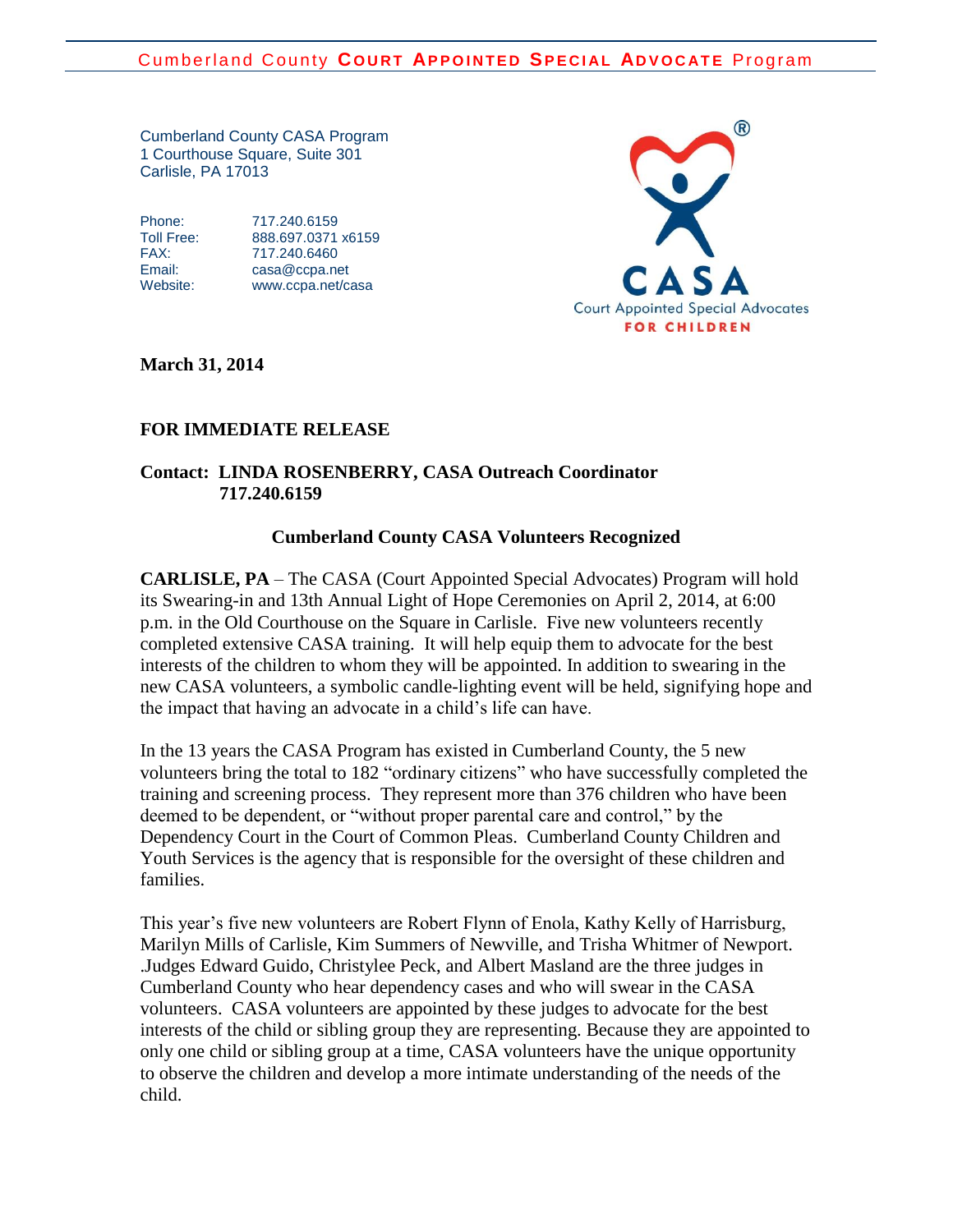Cumberland County **COURT APPOINTED SPECIAL ADVOCATE** Program

Cumberland County CASA Program
1 Courthouse Square, Suite 301
Carlisle, PA 17013

| | |
|---|---|
| Phone: | 717.240.6159 |
| Toll Free: | 888.697.0371 x6159 |
| FAX: | 717.240.6460 |
| Email: | casa@ccpa.net |
| Website: | www.ccpa.net/casa |

CASA
Court Appointed Special Advocates
FOR CHILDREN

**March 31, 2014**

**FOR IMMEDIATE RELEASE**

**Contact: LINDA ROSENBERRY, CASA Outreach Coordinator**
**717.240.6159**

## Cumberland County CASA Volunteers Recognized

**CARLISLE, PA** – The CASA (Court Appointed Special Advocates) Program will hold its Swearing-in and 13th Annual Light of Hope Ceremonies on April 2, 2014, at 6:00 p.m. in the Old Courthouse on the Square in Carlisle. Five new volunteers recently completed extensive CASA training. It will help equip them to advocate for the best interests of the children to whom they will be appointed. In addition to swearing in the new CASA volunteers, a symbolic candle-lighting event will be held, signifying hope and the impact that having an advocate in a child's life can have.

In the 13 years the CASA Program has existed in Cumberland County, the 5 new volunteers bring the total to 182 "ordinary citizens" who have successfully completed the training and screening process. They represent more than 376 children who have been deemed to be dependent, or "without proper parental care and control," by the Dependency Court in the Court of Common Pleas. Cumberland County Children and Youth Services is the agency that is responsible for the oversight of these children and families.

This year's five new volunteers are Robert Flynn of Enola, Kathy Kelly of Harrisburg, Marilyn Mills of Carlisle, Kim Summers of Newville, and Trisha Whitmer of Newport. .Judges Edward Guido, Christylee Peck, and Albert Masland are the three judges in Cumberland County who hear dependency cases and who will swear in the CASA volunteers. CASA volunteers are appointed by these judges to advocate for the best interests of the child or sibling group they are representing. Because they are appointed to only one child or sibling group at a time, CASA volunteers have the unique opportunity to observe the children and develop a more intimate understanding of the needs of the child.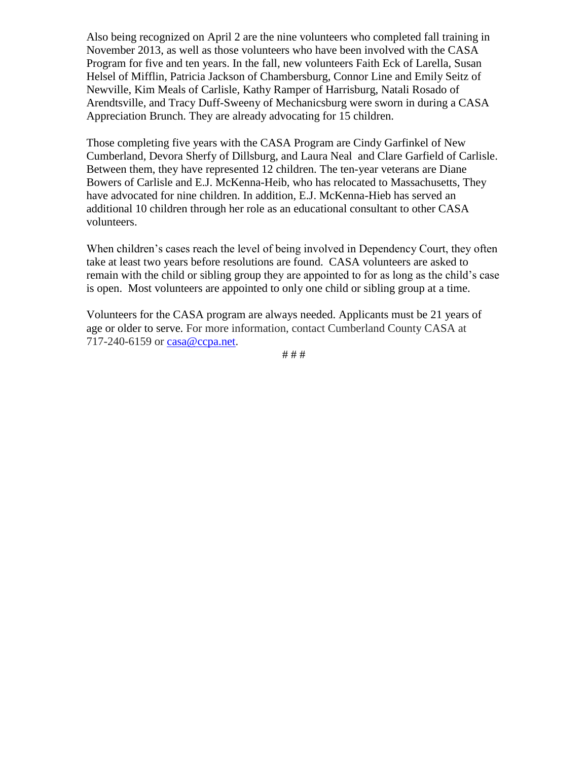Also being recognized on April 2 are the nine volunteers who completed fall training in November 2013, as well as those volunteers who have been involved with the CASA Program for five and ten years. In the fall, new volunteers Faith Eck of Larella, Susan Helsel of Mifflin, Patricia Jackson of Chambersburg, Connor Line and Emily Seitz of Newville, Kim Meals of Carlisle, Kathy Ramper of Harrisburg, Natali Rosado of Arendtsville, and Tracy Duff-Sweeny of Mechanicsburg were sworn in during a CASA Appreciation Brunch. They are already advocating for 15 children.

Those completing five years with the CASA Program are Cindy Garfinkel of New Cumberland, Devora Sherfy of Dillsburg, and Laura Neal and Clare Garfield of Carlisle. Between them, they have represented 12 children. The ten-year veterans are Diane Bowers of Carlisle and E.J. McKenna-Heib, who has relocated to Massachusetts, They have advocated for nine children. In addition, E.J. McKenna-Hieb has served an additional 10 children through her role as an educational consultant to other CASA volunteers.

When children's cases reach the level of being involved in Dependency Court, they often take at least two years before resolutions are found. CASA volunteers are asked to remain with the child or sibling group they are appointed to for as long as the child's case is open. Most volunteers are appointed to only one child or sibling group at a time.

Volunteers for the CASA program are always needed. Applicants must be 21 years of age or older to serve. For more information, contact Cumberland County CASA at 717-240-6159 or casa@ccpa.net.

# # #